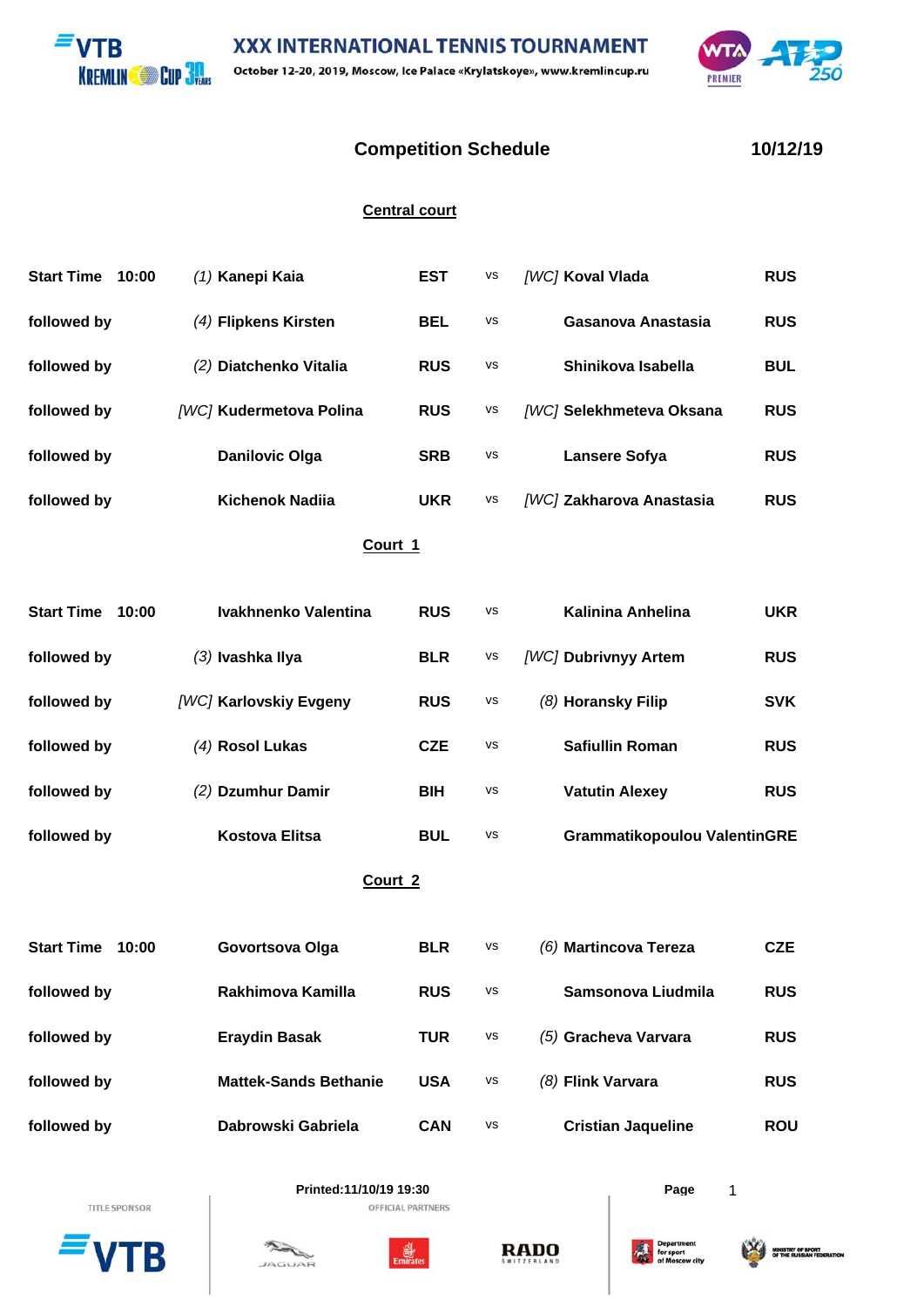# XXX INTERNATIONAL TENNIS TOURNAMENT

October 12-20, 2019, Moscow, Ice Palace «Krylatskoye», www.kremlincup.ru

## Competition Schedule 10/12/19

### Central court

| | | | | | | |
|---|---|---|---|---|---|---|
| **Start Time 10:00** | *(1)* **Kanepi Kaia** | **EST** | vs | *[WC]* **Koval Vlada** | **RUS** |
| **followed by** | *(4)* **Flipkens Kirsten** | **BEL** | vs | **Gasanova Anastasia** | **RUS** |
| **followed by** | *(2)* **Diatchenko Vitalia** | **RUS** | vs | **Shinikova Isabella** | **BUL** |
| **followed by** | *[WC]* **Kudermetova Polina** | **RUS** | vs | *[WC]* **Selekhmeteva Oksana** | **RUS** |
| **followed by** | **Danilovic Olga** | **SRB** | vs | **Lansere Sofya** | **RUS** |
| **followed by** | **Kichenok Nadiia** | **UKR** | vs | *[WC]* **Zakharova Anastasia** | **RUS** |

### Court 1

| | | | | | |
|---|---|---|---|---|---|
| **Start Time 10:00** | **Ivakhnenko Valentina** | **RUS** | vs | **Kalinina Anhelina** | **UKR** |
| **followed by** | *(3)* **Ivashka Ilya** | **BLR** | vs | *[WC]* **Dubrivnyy Artem** | **RUS** |
| **followed by** | *[WC]* **Karlovskiy Evgeny** | **RUS** | vs | *(8)* **Horansky Filip** | **SVK** |
| **followed by** | *(4)* **Rosol Lukas** | **CZE** | vs | **Safiullin Roman** | **RUS** |
| **followed by** | *(2)* **Dzumhur Damir** | **BIH** | vs | **Vatutin Alexey** | **RUS** |
| **followed by** | **Kostova Elitsa** | **BUL** | vs | **Grammatikopoulou Valentin** | **GRE** |

### Court 2

| | | | | | |
|---|---|---|---|---|---|
| **Start Time 10:00** | **Govortsova Olga** | **BLR** | vs | *(6)* **Martincova Tereza** | **CZE** |
| **followed by** | **Rakhimova Kamilla** | **RUS** | vs | **Samsonova Liudmila** | **RUS** |
| **followed by** | **Eraydin Basak** | **TUR** | vs | *(5)* **Gracheva Varvara** | **RUS** |
| **followed by** | **Mattek-Sands Bethanie** | **USA** | vs | *(8)* **Flink Varvara** | **RUS** |
| **followed by** | **Dabrowski Gabriela** | **CAN** | vs | **Cristian Jaqueline** | **ROU** |

**Printed:11/10/19 19:30**

TITLE SPONSOR — OFFICIAL PARTNERS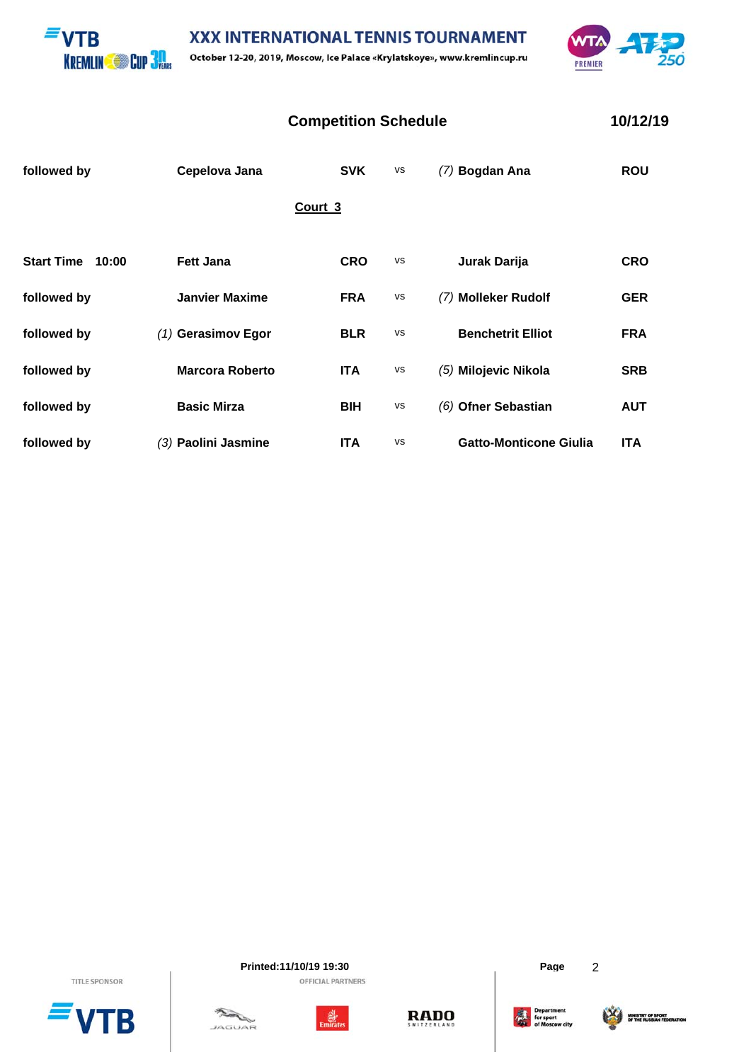## Competition Schedule

10/12/19

| | | | | | |
|---|---|---|---|---|---|
| followed by | Cepelova Jana | SVK | vs | *(7)* Bogdan Ana | ROU |

**Court 3**

| | | | | | |
|---|---|---|---|---|---|
| Start Time 10:00 | Fett Jana | CRO | vs | Jurak Darija | CRO |
| followed by | Janvier Maxime | FRA | vs | *(7)* Molleker Rudolf | GER |
| followed by | *(1)* Gerasimov Egor | BLR | vs | Benchetrit Elliot | FRA |
| followed by | Marcora Roberto | ITA | vs | *(5)* Milojevic Nikola | SRB |
| followed by | Basic Mirza | BIH | vs | *(6)* Ofner Sebastian | AUT |
| followed by | *(3)* Paolini Jasmine | ITA | vs | Gatto-Monticone Giulia | ITA |

Printed:11/10/19 19:30